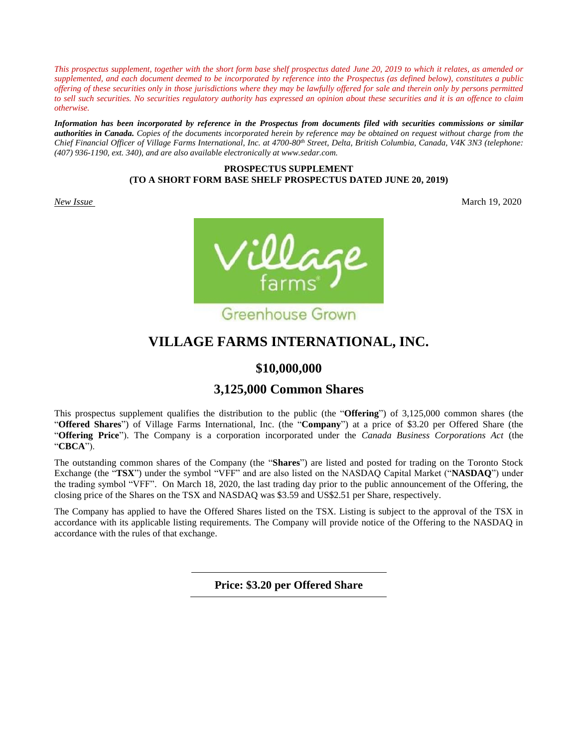*This prospectus supplement, together with the short form base shelf prospectus dated June 20, 2019 to which it relates, as amended or supplemented, and each document deemed to be incorporated by reference into the Prospectus (as defined below), constitutes a public offering of these securities only in those jurisdictions where they may be lawfully offered for sale and therein only by persons permitted to sell such securities. No securities regulatory authority has expressed an opinion about these securities and it is an offence to claim otherwise.*

***Information has been incorporated by reference in the Prospectus from documents filed with securities commissions or similar authorities in Canada.*** *Copies of the documents incorporated herein by reference may be obtained on request without charge from the Chief Financial Officer of Village Farms International, Inc. at 4700-80th Street, Delta, British Columbia, Canada, V4K 3N3 (telephone: (407) 936-1190, ext. 340), and are also available electronically at www.sedar.com.*

**PROSPECTUS SUPPLEMENT**
**(TO A SHORT FORM BASE SHELF PROSPECTUS DATED JUNE 20, 2019)**

*New Issue* March 19, 2020

Village farms
Greenhouse Grown

# VILLAGE FARMS INTERNATIONAL, INC.

## $10,000,000

## 3,125,000 Common Shares

This prospectus supplement qualifies the distribution to the public (the "**Offering**") of 3,125,000 common shares (the "**Offered Shares**") of Village Farms International, Inc. (the "**Company**") at a price of $3.20 per Offered Share (the "**Offering Price**"). The Company is a corporation incorporated under the *Canada Business Corporations Act* (the "**CBCA**").

The outstanding common shares of the Company (the "**Shares**") are listed and posted for trading on the Toronto Stock Exchange (the "**TSX**") under the symbol "VFF" and are also listed on the NASDAQ Capital Market ("**NASDAQ**") under the trading symbol "VFF". On March 18, 2020, the last trading day prior to the public announcement of the Offering, the closing price of the Shares on the TSX and NASDAQ was $3.59 and US$2.51 per Share, respectively.

The Company has applied to have the Offered Shares listed on the TSX. Listing is subject to the approval of the TSX in accordance with its applicable listing requirements. The Company will provide notice of the Offering to the NASDAQ in accordance with the rules of that exchange.

**Price: $3.20 per Offered Share**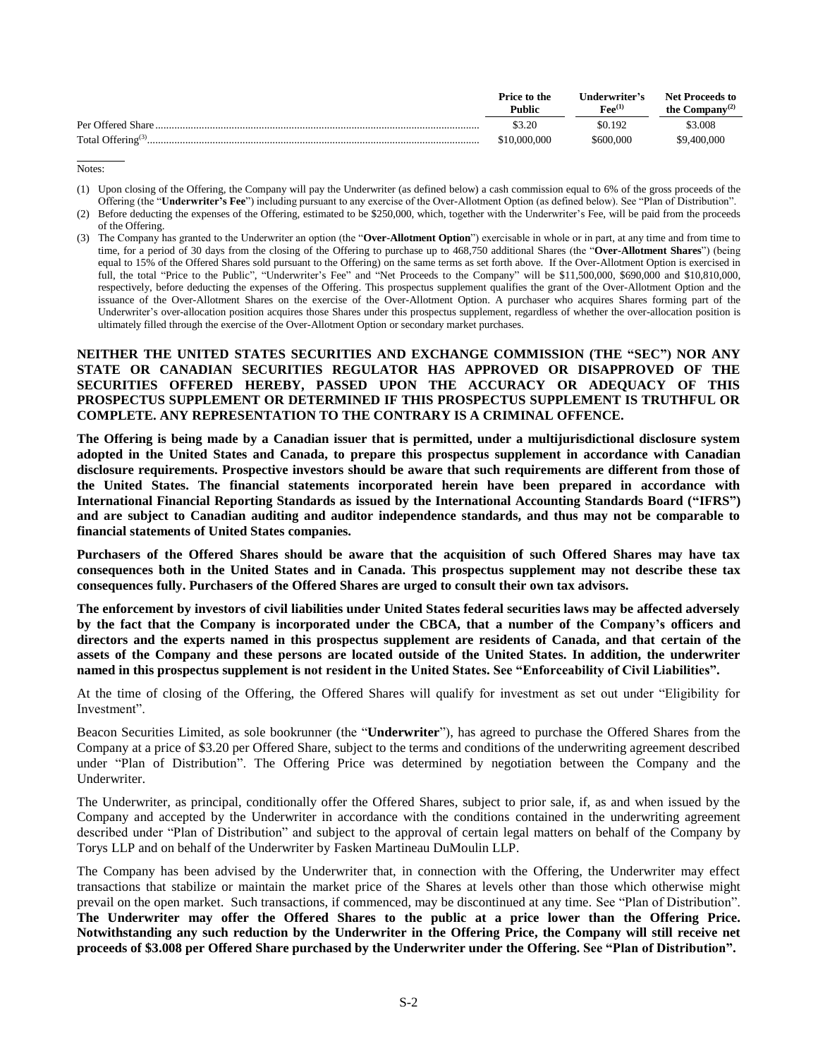| | Price to the Public | Underwriter's Fee[(1)] | Net Proceeds to the Company[(2)] |
|---|---|---|---|
| Per Offered Share | $3.20 | $0.192 | $3.008 |
| Total Offering[(3)] | $10,000,000 | $600,000 | $9,400,000 |

Notes:

(1) Upon closing of the Offering, the Company will pay the Underwriter (as defined below) a cash commission equal to 6% of the gross proceeds of the Offering (the "**Underwriter's Fee**") including pursuant to any exercise of the Over-Allotment Option (as defined below). See "Plan of Distribution".

(2) Before deducting the expenses of the Offering, estimated to be $250,000, which, together with the Underwriter's Fee, will be paid from the proceeds of the Offering.

(3) The Company has granted to the Underwriter an option (the "**Over-Allotment Option**") exercisable in whole or in part, at any time and from time to time, for a period of 30 days from the closing of the Offering to purchase up to 468,750 additional Shares (the "**Over-Allotment Shares**") (being equal to 15% of the Offered Shares sold pursuant to the Offering) on the same terms as set forth above. If the Over-Allotment Option is exercised in full, the total "Price to the Public", "Underwriter's Fee" and "Net Proceeds to the Company" will be $11,500,000, $690,000 and $10,810,000, respectively, before deducting the expenses of the Offering. This prospectus supplement qualifies the grant of the Over-Allotment Option and the issuance of the Over-Allotment Shares on the exercise of the Over-Allotment Option. A purchaser who acquires Shares forming part of the Underwriter's over-allocation position acquires those Shares under this prospectus supplement, regardless of whether the over-allocation position is ultimately filled through the exercise of the Over-Allotment Option or secondary market purchases.

**NEITHER THE UNITED STATES SECURITIES AND EXCHANGE COMMISSION (THE "SEC") NOR ANY STATE OR CANADIAN SECURITIES REGULATOR HAS APPROVED OR DISAPPROVED OF THE SECURITIES OFFERED HEREBY, PASSED UPON THE ACCURACY OR ADEQUACY OF THIS PROSPECTUS SUPPLEMENT OR DETERMINED IF THIS PROSPECTUS SUPPLEMENT IS TRUTHFUL OR COMPLETE. ANY REPRESENTATION TO THE CONTRARY IS A CRIMINAL OFFENCE.**

**The Offering is being made by a Canadian issuer that is permitted, under a multijurisdictional disclosure system adopted in the United States and Canada, to prepare this prospectus supplement in accordance with Canadian disclosure requirements. Prospective investors should be aware that such requirements are different from those of the United States. The financial statements incorporated herein have been prepared in accordance with International Financial Reporting Standards as issued by the International Accounting Standards Board ("IFRS") and are subject to Canadian auditing and auditor independence standards, and thus may not be comparable to financial statements of United States companies.**

**Purchasers of the Offered Shares should be aware that the acquisition of such Offered Shares may have tax consequences both in the United States and in Canada. This prospectus supplement may not describe these tax consequences fully. Purchasers of the Offered Shares are urged to consult their own tax advisors.**

**The enforcement by investors of civil liabilities under United States federal securities laws may be affected adversely by the fact that the Company is incorporated under the CBCA, that a number of the Company's officers and directors and the experts named in this prospectus supplement are residents of Canada, and that certain of the assets of the Company and these persons are located outside of the United States. In addition, the underwriter named in this prospectus supplement is not resident in the United States. See "Enforceability of Civil Liabilities".**

At the time of closing of the Offering, the Offered Shares will qualify for investment as set out under "Eligibility for Investment".

Beacon Securities Limited, as sole bookrunner (the "**Underwriter**"), has agreed to purchase the Offered Shares from the Company at a price of $3.20 per Offered Share, subject to the terms and conditions of the underwriting agreement described under "Plan of Distribution". The Offering Price was determined by negotiation between the Company and the Underwriter.

The Underwriter, as principal, conditionally offer the Offered Shares, subject to prior sale, if, as and when issued by the Company and accepted by the Underwriter in accordance with the conditions contained in the underwriting agreement described under "Plan of Distribution" and subject to the approval of certain legal matters on behalf of the Company by Torys LLP and on behalf of the Underwriter by Fasken Martineau DuMoulin LLP.

The Company has been advised by the Underwriter that, in connection with the Offering, the Underwriter may effect transactions that stabilize or maintain the market price of the Shares at levels other than those which otherwise might prevail on the open market. Such transactions, if commenced, may be discontinued at any time. See "Plan of Distribution". **The Underwriter may offer the Offered Shares to the public at a price lower than the Offering Price. Notwithstanding any such reduction by the Underwriter in the Offering Price, the Company will still receive net proceeds of $3.008 per Offered Share purchased by the Underwriter under the Offering. See "Plan of Distribution".**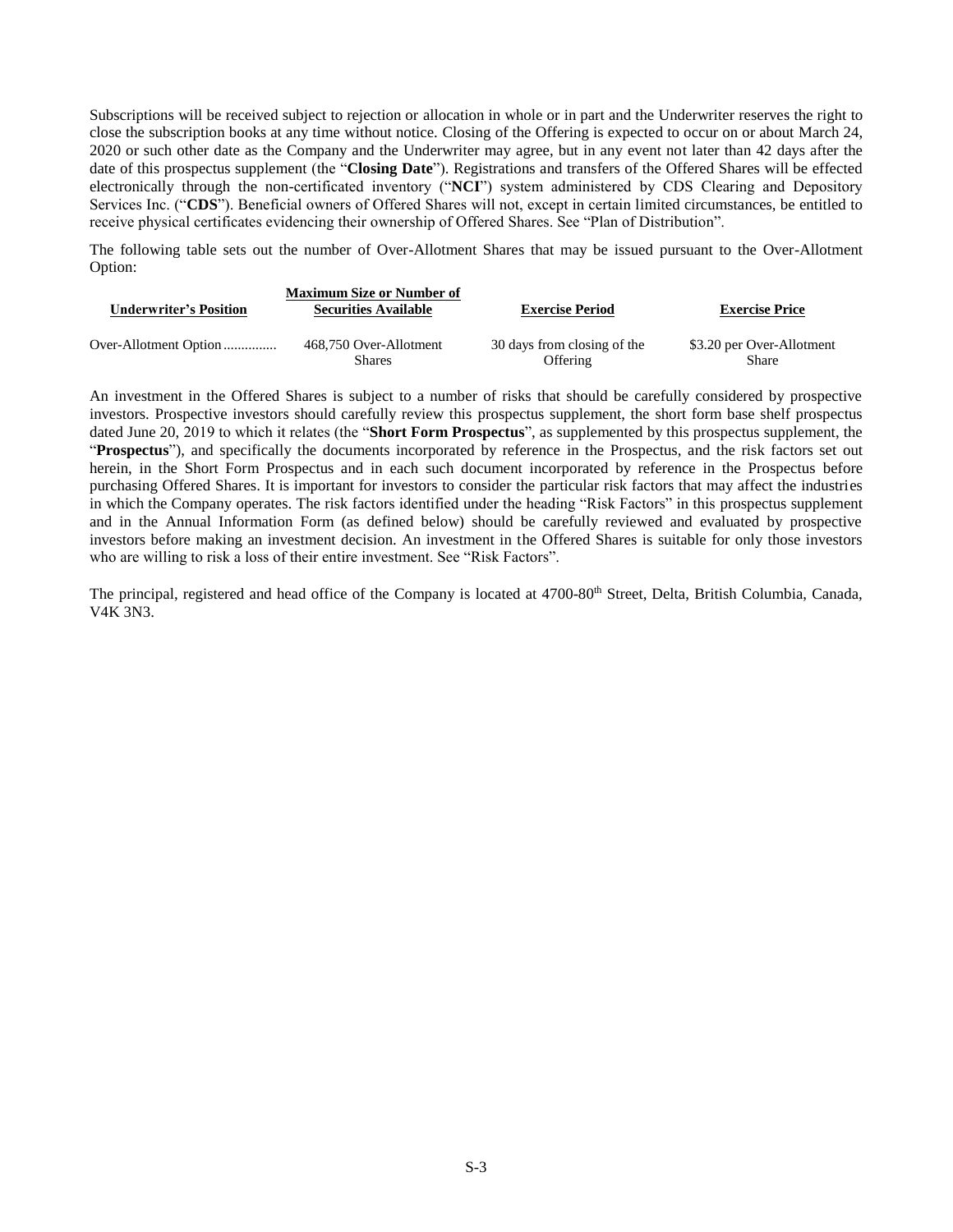Subscriptions will be received subject to rejection or allocation in whole or in part and the Underwriter reserves the right to close the subscription books at any time without notice. Closing of the Offering is expected to occur on or about March 24, 2020 or such other date as the Company and the Underwriter may agree, but in any event not later than 42 days after the date of this prospectus supplement (the "**Closing Date**"). Registrations and transfers of the Offered Shares will be effected electronically through the non-certificated inventory ("**NCI**") system administered by CDS Clearing and Depository Services Inc. ("**CDS**"). Beneficial owners of Offered Shares will not, except in certain limited circumstances, be entitled to receive physical certificates evidencing their ownership of Offered Shares. See "Plan of Distribution".

The following table sets out the number of Over-Allotment Shares that may be issued pursuant to the Over-Allotment Option:

| Underwriter's Position | Maximum Size or Number of Securities Available | Exercise Period | Exercise Price |
|---|---|---|---|
| Over-Allotment Option | 468,750 Over-Allotment Shares | 30 days from closing of the Offering | $3.20 per Over-Allotment Share |

An investment in the Offered Shares is subject to a number of risks that should be carefully considered by prospective investors. Prospective investors should carefully review this prospectus supplement, the short form base shelf prospectus dated June 20, 2019 to which it relates (the "**Short Form Prospectus**", as supplemented by this prospectus supplement, the "**Prospectus**"), and specifically the documents incorporated by reference in the Prospectus, and the risk factors set out herein, in the Short Form Prospectus and in each such document incorporated by reference in the Prospectus before purchasing Offered Shares. It is important for investors to consider the particular risk factors that may affect the industries in which the Company operates. The risk factors identified under the heading "Risk Factors" in this prospectus supplement and in the Annual Information Form (as defined below) should be carefully reviewed and evaluated by prospective investors before making an investment decision. An investment in the Offered Shares is suitable for only those investors who are willing to risk a loss of their entire investment. See "Risk Factors".

The principal, registered and head office of the Company is located at 4700-80th Street, Delta, British Columbia, Canada, V4K 3N3.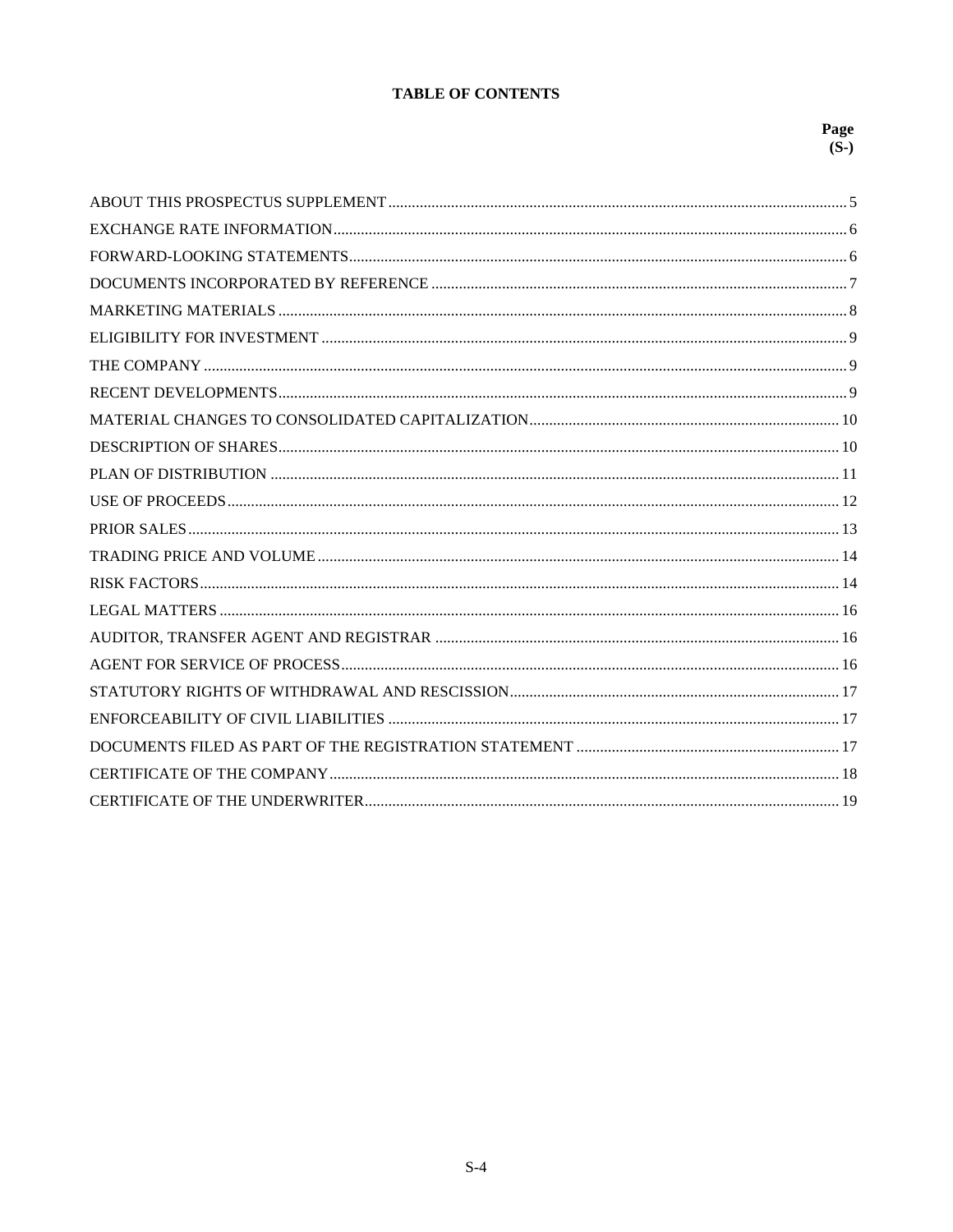**TABLE OF CONTENTS**

| | Page (S-) |
|---|---|
| ABOUT THIS PROSPECTUS SUPPLEMENT | 5 |
| EXCHANGE RATE INFORMATION | 6 |
| FORWARD-LOOKING STATEMENTS | 6 |
| DOCUMENTS INCORPORATED BY REFERENCE | 7 |
| MARKETING MATERIALS | 8 |
| ELIGIBILITY FOR INVESTMENT | 9 |
| THE COMPANY | 9 |
| RECENT DEVELOPMENTS | 9 |
| MATERIAL CHANGES TO CONSOLIDATED CAPITALIZATION | 10 |
| DESCRIPTION OF SHARES | 10 |
| PLAN OF DISTRIBUTION | 11 |
| USE OF PROCEEDS | 12 |
| PRIOR SALES | 13 |
| TRADING PRICE AND VOLUME | 14 |
| RISK FACTORS | 14 |
| LEGAL MATTERS | 16 |
| AUDITOR, TRANSFER AGENT AND REGISTRAR | 16 |
| AGENT FOR SERVICE OF PROCESS | 16 |
| STATUTORY RIGHTS OF WITHDRAWAL AND RESCISSION | 17 |
| ENFORCEABILITY OF CIVIL LIABILITIES | 17 |
| DOCUMENTS FILED AS PART OF THE REGISTRATION STATEMENT | 17 |
| CERTIFICATE OF THE COMPANY | 18 |
| CERTIFICATE OF THE UNDERWRITER | 19 |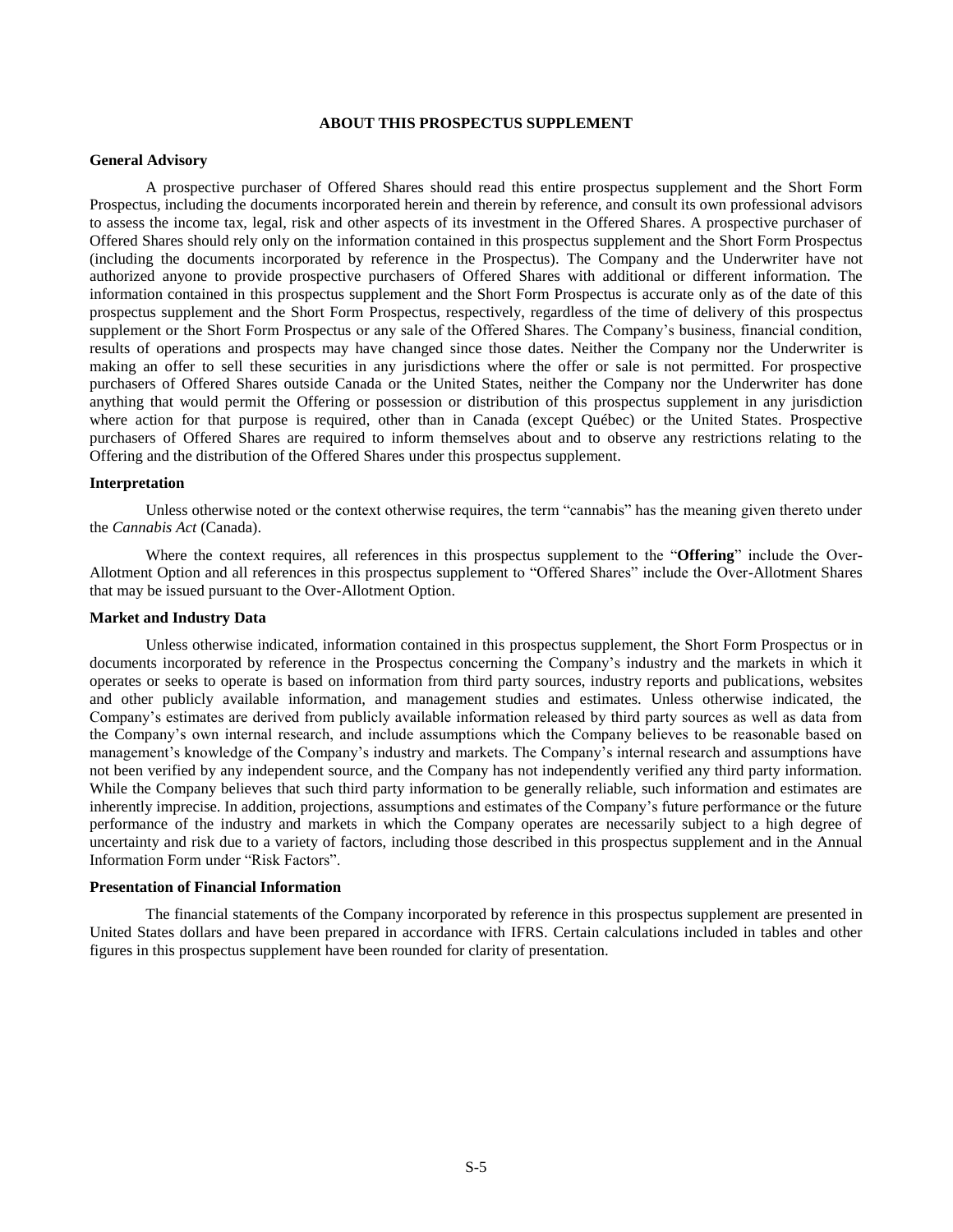## ABOUT THIS PROSPECTUS SUPPLEMENT

### General Advisory

A prospective purchaser of Offered Shares should read this entire prospectus supplement and the Short Form Prospectus, including the documents incorporated herein and therein by reference, and consult its own professional advisors to assess the income tax, legal, risk and other aspects of its investment in the Offered Shares. A prospective purchaser of Offered Shares should rely only on the information contained in this prospectus supplement and the Short Form Prospectus (including the documents incorporated by reference in the Prospectus). The Company and the Underwriter have not authorized anyone to provide prospective purchasers of Offered Shares with additional or different information. The information contained in this prospectus supplement and the Short Form Prospectus is accurate only as of the date of this prospectus supplement and the Short Form Prospectus, respectively, regardless of the time of delivery of this prospectus supplement or the Short Form Prospectus or any sale of the Offered Shares. The Company's business, financial condition, results of operations and prospects may have changed since those dates. Neither the Company nor the Underwriter is making an offer to sell these securities in any jurisdictions where the offer or sale is not permitted. For prospective purchasers of Offered Shares outside Canada or the United States, neither the Company nor the Underwriter has done anything that would permit the Offering or possession or distribution of this prospectus supplement in any jurisdiction where action for that purpose is required, other than in Canada (except Québec) or the United States. Prospective purchasers of Offered Shares are required to inform themselves about and to observe any restrictions relating to the Offering and the distribution of the Offered Shares under this prospectus supplement.

### Interpretation

Unless otherwise noted or the context otherwise requires, the term "cannabis" has the meaning given thereto under the *Cannabis Act* (Canada).

Where the context requires, all references in this prospectus supplement to the "**Offering**" include the Over-Allotment Option and all references in this prospectus supplement to "Offered Shares" include the Over-Allotment Shares that may be issued pursuant to the Over-Allotment Option.

### Market and Industry Data

Unless otherwise indicated, information contained in this prospectus supplement, the Short Form Prospectus or in documents incorporated by reference in the Prospectus concerning the Company's industry and the markets in which it operates or seeks to operate is based on information from third party sources, industry reports and publications, websites and other publicly available information, and management studies and estimates. Unless otherwise indicated, the Company's estimates are derived from publicly available information released by third party sources as well as data from the Company's own internal research, and include assumptions which the Company believes to be reasonable based on management's knowledge of the Company's industry and markets. The Company's internal research and assumptions have not been verified by any independent source, and the Company has not independently verified any third party information. While the Company believes that such third party information to be generally reliable, such information and estimates are inherently imprecise. In addition, projections, assumptions and estimates of the Company's future performance or the future performance of the industry and markets in which the Company operates are necessarily subject to a high degree of uncertainty and risk due to a variety of factors, including those described in this prospectus supplement and in the Annual Information Form under "Risk Factors".

### Presentation of Financial Information

The financial statements of the Company incorporated by reference in this prospectus supplement are presented in United States dollars and have been prepared in accordance with IFRS. Certain calculations included in tables and other figures in this prospectus supplement have been rounded for clarity of presentation.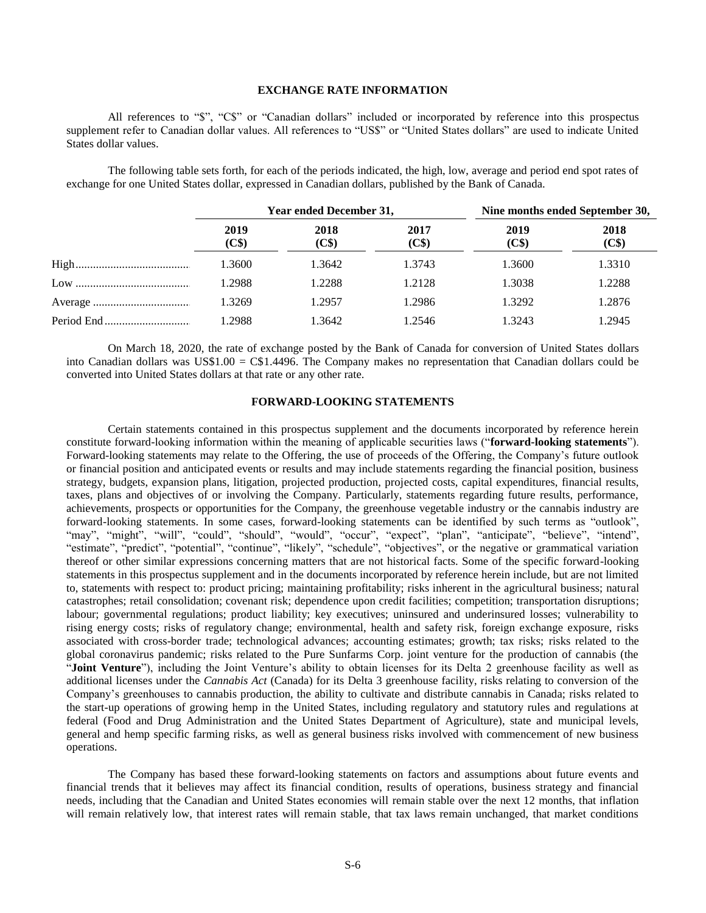## EXCHANGE RATE INFORMATION

All references to "$", "C$" or "Canadian dollars" included or incorporated by reference into this prospectus supplement refer to Canadian dollar values. All references to "US$" or "United States dollars" are used to indicate United States dollar values.

The following table sets forth, for each of the periods indicated, the high, low, average and period end spot rates of exchange for one United States dollar, expressed in Canadian dollars, published by the Bank of Canada.

| | Year ended December 31, | | | Nine months ended September 30, | |
|---|---|---|---|---|---|
| | 2019 (C$) | 2018 (C$) | 2017 (C$) | 2019 (C$) | 2018 (C$) |
| High | 1.3600 | 1.3642 | 1.3743 | 1.3600 | 1.3310 |
| Low | 1.2988 | 1.2288 | 1.2128 | 1.3038 | 1.2288 |
| Average | 1.3269 | 1.2957 | 1.2986 | 1.3292 | 1.2876 |
| Period End | 1.2988 | 1.3642 | 1.2546 | 1.3243 | 1.2945 |

On March 18, 2020, the rate of exchange posted by the Bank of Canada for conversion of United States dollars into Canadian dollars was US$1.00 = C$1.4496. The Company makes no representation that Canadian dollars could be converted into United States dollars at that rate or any other rate.

## FORWARD-LOOKING STATEMENTS

Certain statements contained in this prospectus supplement and the documents incorporated by reference herein constitute forward-looking information within the meaning of applicable securities laws ("**forward-looking statements**"). Forward-looking statements may relate to the Offering, the use of proceeds of the Offering, the Company's future outlook or financial position and anticipated events or results and may include statements regarding the financial position, business strategy, budgets, expansion plans, litigation, projected production, projected costs, capital expenditures, financial results, taxes, plans and objectives of or involving the Company. Particularly, statements regarding future results, performance, achievements, prospects or opportunities for the Company, the greenhouse vegetable industry or the cannabis industry are forward-looking statements. In some cases, forward-looking statements can be identified by such terms as "outlook", "may", "might", "will", "could", "should", "would", "occur", "expect", "plan", "anticipate", "believe", "intend", "estimate", "predict", "potential", "continue", "likely", "schedule", "objectives", or the negative or grammatical variation thereof or other similar expressions concerning matters that are not historical facts. Some of the specific forward-looking statements in this prospectus supplement and in the documents incorporated by reference herein include, but are not limited to, statements with respect to: product pricing; maintaining profitability; risks inherent in the agricultural business; natural catastrophes; retail consolidation; covenant risk; dependence upon credit facilities; competition; transportation disruptions; labour; governmental regulations; product liability; key executives; uninsured and underinsured losses; vulnerability to rising energy costs; risks of regulatory change; environmental, health and safety risk, foreign exchange exposure, risks associated with cross-border trade; technological advances; accounting estimates; growth; tax risks; risks related to the global coronavirus pandemic; risks related to the Pure Sunfarms Corp. joint venture for the production of cannabis (the "**Joint Venture**"), including the Joint Venture's ability to obtain licenses for its Delta 2 greenhouse facility as well as additional licenses under the *Cannabis Act* (Canada) for its Delta 3 greenhouse facility, risks relating to conversion of the Company's greenhouses to cannabis production, the ability to cultivate and distribute cannabis in Canada; risks related to the start-up operations of growing hemp in the United States, including regulatory and statutory rules and regulations at federal (Food and Drug Administration and the United States Department of Agriculture), state and municipal levels, general and hemp specific farming risks, as well as general business risks involved with commencement of new business operations.

The Company has based these forward-looking statements on factors and assumptions about future events and financial trends that it believes may affect its financial condition, results of operations, business strategy and financial needs, including that the Canadian and United States economies will remain stable over the next 12 months, that inflation will remain relatively low, that interest rates will remain stable, that tax laws remain unchanged, that market conditions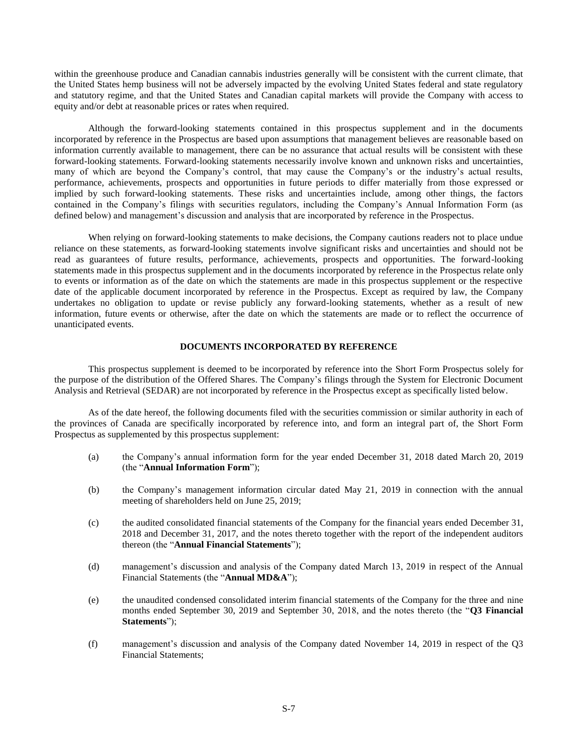within the greenhouse produce and Canadian cannabis industries generally will be consistent with the current climate, that the United States hemp business will not be adversely impacted by the evolving United States federal and state regulatory and statutory regime, and that the United States and Canadian capital markets will provide the Company with access to equity and/or debt at reasonable prices or rates when required.

Although the forward-looking statements contained in this prospectus supplement and in the documents incorporated by reference in the Prospectus are based upon assumptions that management believes are reasonable based on information currently available to management, there can be no assurance that actual results will be consistent with these forward-looking statements. Forward-looking statements necessarily involve known and unknown risks and uncertainties, many of which are beyond the Company's control, that may cause the Company's or the industry's actual results, performance, achievements, prospects and opportunities in future periods to differ materially from those expressed or implied by such forward-looking statements. These risks and uncertainties include, among other things, the factors contained in the Company's filings with securities regulators, including the Company's Annual Information Form (as defined below) and management's discussion and analysis that are incorporated by reference in the Prospectus.

When relying on forward-looking statements to make decisions, the Company cautions readers not to place undue reliance on these statements, as forward-looking statements involve significant risks and uncertainties and should not be read as guarantees of future results, performance, achievements, prospects and opportunities. The forward-looking statements made in this prospectus supplement and in the documents incorporated by reference in the Prospectus relate only to events or information as of the date on which the statements are made in this prospectus supplement or the respective date of the applicable document incorporated by reference in the Prospectus. Except as required by law, the Company undertakes no obligation to update or revise publicly any forward-looking statements, whether as a result of new information, future events or otherwise, after the date on which the statements are made or to reflect the occurrence of unanticipated events.

## DOCUMENTS INCORPORATED BY REFERENCE

This prospectus supplement is deemed to be incorporated by reference into the Short Form Prospectus solely for the purpose of the distribution of the Offered Shares. The Company's filings through the System for Electronic Document Analysis and Retrieval (SEDAR) are not incorporated by reference in the Prospectus except as specifically listed below.

As of the date hereof, the following documents filed with the securities commission or similar authority in each of the provinces of Canada are specifically incorporated by reference into, and form an integral part of, the Short Form Prospectus as supplemented by this prospectus supplement:

(a) the Company's annual information form for the year ended December 31, 2018 dated March 20, 2019 (the "**Annual Information Form**");

(b) the Company's management information circular dated May 21, 2019 in connection with the annual meeting of shareholders held on June 25, 2019;

(c) the audited consolidated financial statements of the Company for the financial years ended December 31, 2018 and December 31, 2017, and the notes thereto together with the report of the independent auditors thereon (the "**Annual Financial Statements**");

(d) management's discussion and analysis of the Company dated March 13, 2019 in respect of the Annual Financial Statements (the "**Annual MD&A**");

(e) the unaudited condensed consolidated interim financial statements of the Company for the three and nine months ended September 30, 2019 and September 30, 2018, and the notes thereto (the "**Q3 Financial Statements**");

(f) management's discussion and analysis of the Company dated November 14, 2019 in respect of the Q3 Financial Statements;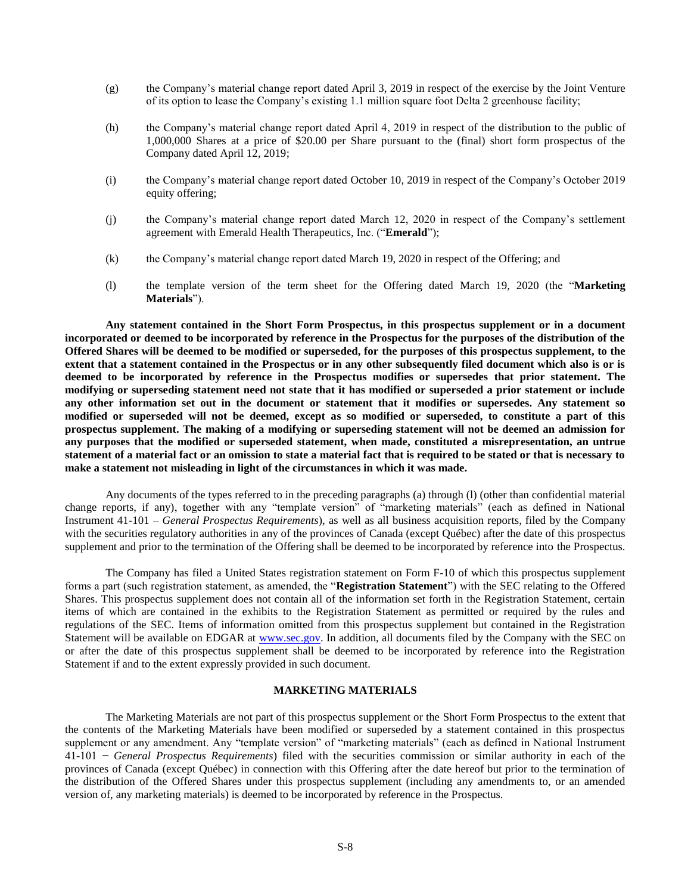(g) the Company's material change report dated April 3, 2019 in respect of the exercise by the Joint Venture of its option to lease the Company's existing 1.1 million square foot Delta 2 greenhouse facility;

(h) the Company's material change report dated April 4, 2019 in respect of the distribution to the public of 1,000,000 Shares at a price of $20.00 per Share pursuant to the (final) short form prospectus of the Company dated April 12, 2019;

(i) the Company's material change report dated October 10, 2019 in respect of the Company's October 2019 equity offering;

(j) the Company's material change report dated March 12, 2020 in respect of the Company's settlement agreement with Emerald Health Therapeutics, Inc. ("**Emerald**");

(k) the Company's material change report dated March 19, 2020 in respect of the Offering; and

(l) the template version of the term sheet for the Offering dated March 19, 2020 (the "**Marketing Materials**").

**Any statement contained in the Short Form Prospectus, in this prospectus supplement or in a document incorporated or deemed to be incorporated by reference in the Prospectus for the purposes of the distribution of the Offered Shares will be deemed to be modified or superseded, for the purposes of this prospectus supplement, to the extent that a statement contained in the Prospectus or in any other subsequently filed document which also is or is deemed to be incorporated by reference in the Prospectus modifies or supersedes that prior statement. The modifying or superseding statement need not state that it has modified or superseded a prior statement or include any other information set out in the document or statement that it modifies or supersedes. Any statement so modified or superseded will not be deemed, except as so modified or superseded, to constitute a part of this prospectus supplement. The making of a modifying or superseding statement will not be deemed an admission for any purposes that the modified or superseded statement, when made, constituted a misrepresentation, an untrue statement of a material fact or an omission to state a material fact that is required to be stated or that is necessary to make a statement not misleading in light of the circumstances in which it was made.**

Any documents of the types referred to in the preceding paragraphs (a) through (l) (other than confidential material change reports, if any), together with any "template version" of "marketing materials" (each as defined in National Instrument 41-101 – *General Prospectus Requirements*), as well as all business acquisition reports, filed by the Company with the securities regulatory authorities in any of the provinces of Canada (except Québec) after the date of this prospectus supplement and prior to the termination of the Offering shall be deemed to be incorporated by reference into the Prospectus.

The Company has filed a United States registration statement on Form F-10 of which this prospectus supplement forms a part (such registration statement, as amended, the "**Registration Statement**") with the SEC relating to the Offered Shares. This prospectus supplement does not contain all of the information set forth in the Registration Statement, certain items of which are contained in the exhibits to the Registration Statement as permitted or required by the rules and regulations of the SEC. Items of information omitted from this prospectus supplement but contained in the Registration Statement will be available on EDGAR at www.sec.gov. In addition, all documents filed by the Company with the SEC on or after the date of this prospectus supplement shall be deemed to be incorporated by reference into the Registration Statement if and to the extent expressly provided in such document.

## MARKETING MATERIALS

The Marketing Materials are not part of this prospectus supplement or the Short Form Prospectus to the extent that the contents of the Marketing Materials have been modified or superseded by a statement contained in this prospectus supplement or any amendment. Any "template version" of "marketing materials" (each as defined in National Instrument 41-101 − *General Prospectus Requirements*) filed with the securities commission or similar authority in each of the provinces of Canada (except Québec) in connection with this Offering after the date hereof but prior to the termination of the distribution of the Offered Shares under this prospectus supplement (including any amendments to, or an amended version of, any marketing materials) is deemed to be incorporated by reference in the Prospectus.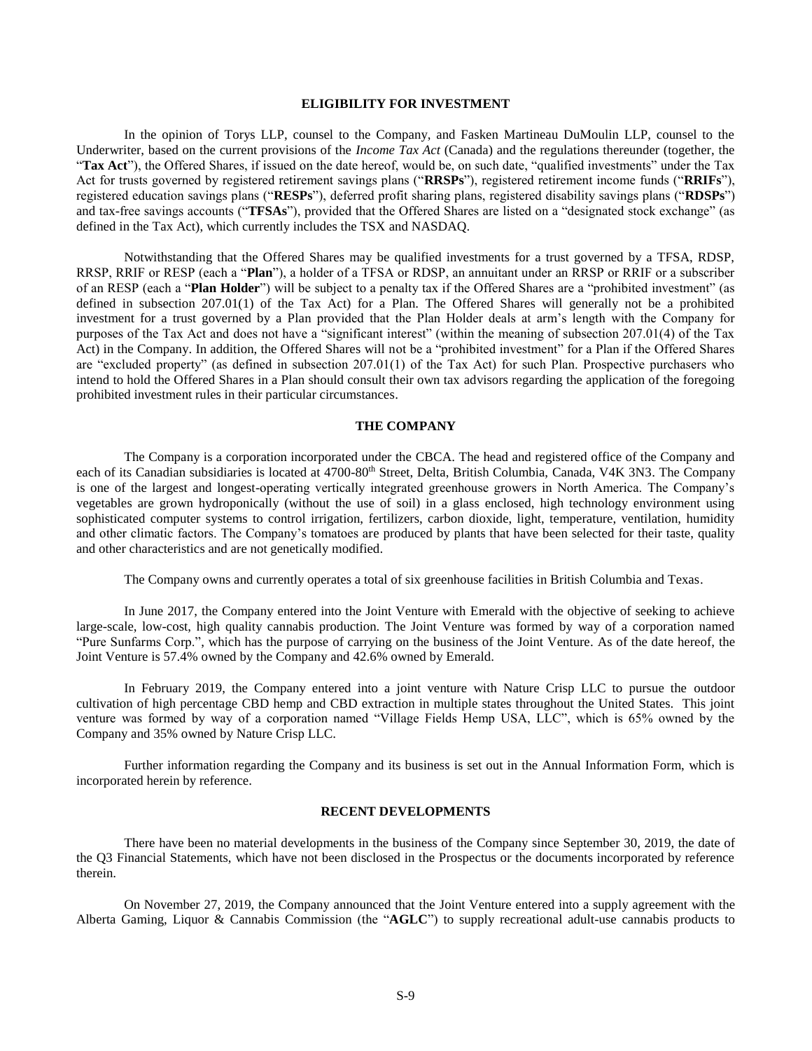## ELIGIBILITY FOR INVESTMENT

In the opinion of Torys LLP, counsel to the Company, and Fasken Martineau DuMoulin LLP, counsel to the Underwriter, based on the current provisions of the *Income Tax Act* (Canada) and the regulations thereunder (together, the "**Tax Act**"), the Offered Shares, if issued on the date hereof, would be, on such date, "qualified investments" under the Tax Act for trusts governed by registered retirement savings plans ("**RRSPs**"), registered retirement income funds ("**RRIFs**"), registered education savings plans ("**RESPs**"), deferred profit sharing plans, registered disability savings plans ("**RDSPs**") and tax-free savings accounts ("**TFSAs**"), provided that the Offered Shares are listed on a "designated stock exchange" (as defined in the Tax Act), which currently includes the TSX and NASDAQ.

Notwithstanding that the Offered Shares may be qualified investments for a trust governed by a TFSA, RDSP, RRSP, RRIF or RESP (each a "**Plan**"), a holder of a TFSA or RDSP, an annuitant under an RRSP or RRIF or a subscriber of an RESP (each a "**Plan Holder**") will be subject to a penalty tax if the Offered Shares are a "prohibited investment" (as defined in subsection 207.01(1) of the Tax Act) for a Plan. The Offered Shares will generally not be a prohibited investment for a trust governed by a Plan provided that the Plan Holder deals at arm's length with the Company for purposes of the Tax Act and does not have a "significant interest" (within the meaning of subsection 207.01(4) of the Tax Act) in the Company. In addition, the Offered Shares will not be a "prohibited investment" for a Plan if the Offered Shares are "excluded property" (as defined in subsection 207.01(1) of the Tax Act) for such Plan. Prospective purchasers who intend to hold the Offered Shares in a Plan should consult their own tax advisors regarding the application of the foregoing prohibited investment rules in their particular circumstances.

## THE COMPANY

The Company is a corporation incorporated under the CBCA. The head and registered office of the Company and each of its Canadian subsidiaries is located at 4700-80th Street, Delta, British Columbia, Canada, V4K 3N3. The Company is one of the largest and longest-operating vertically integrated greenhouse growers in North America. The Company's vegetables are grown hydroponically (without the use of soil) in a glass enclosed, high technology environment using sophisticated computer systems to control irrigation, fertilizers, carbon dioxide, light, temperature, ventilation, humidity and other climatic factors. The Company's tomatoes are produced by plants that have been selected for their taste, quality and other characteristics and are not genetically modified.

The Company owns and currently operates a total of six greenhouse facilities in British Columbia and Texas.

In June 2017, the Company entered into the Joint Venture with Emerald with the objective of seeking to achieve large-scale, low-cost, high quality cannabis production. The Joint Venture was formed by way of a corporation named "Pure Sunfarms Corp.", which has the purpose of carrying on the business of the Joint Venture. As of the date hereof, the Joint Venture is 57.4% owned by the Company and 42.6% owned by Emerald.

In February 2019, the Company entered into a joint venture with Nature Crisp LLC to pursue the outdoor cultivation of high percentage CBD hemp and CBD extraction in multiple states throughout the United States. This joint venture was formed by way of a corporation named "Village Fields Hemp USA, LLC", which is 65% owned by the Company and 35% owned by Nature Crisp LLC.

Further information regarding the Company and its business is set out in the Annual Information Form, which is incorporated herein by reference.

## RECENT DEVELOPMENTS

There have been no material developments in the business of the Company since September 30, 2019, the date of the Q3 Financial Statements, which have not been disclosed in the Prospectus or the documents incorporated by reference therein.

On November 27, 2019, the Company announced that the Joint Venture entered into a supply agreement with the Alberta Gaming, Liquor & Cannabis Commission (the "**AGLC**") to supply recreational adult-use cannabis products to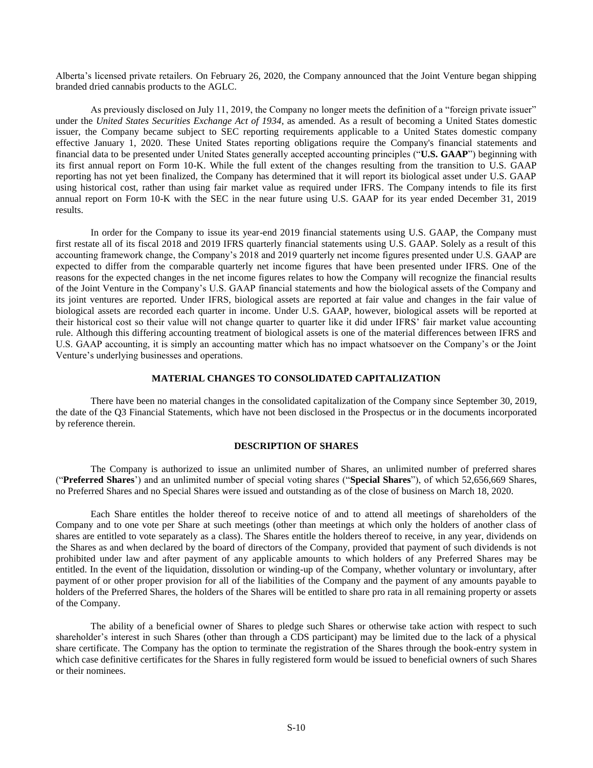Alberta's licensed private retailers. On February 26, 2020, the Company announced that the Joint Venture began shipping branded dried cannabis products to the AGLC.

As previously disclosed on July 11, 2019, the Company no longer meets the definition of a "foreign private issuer" under the *United States Securities Exchange Act of 1934*, as amended. As a result of becoming a United States domestic issuer, the Company became subject to SEC reporting requirements applicable to a United States domestic company effective January 1, 2020. These United States reporting obligations require the Company's financial statements and financial data to be presented under United States generally accepted accounting principles ("**U.S. GAAP**") beginning with its first annual report on Form 10-K. While the full extent of the changes resulting from the transition to U.S. GAAP reporting has not yet been finalized, the Company has determined that it will report its biological asset under U.S. GAAP using historical cost, rather than using fair market value as required under IFRS. The Company intends to file its first annual report on Form 10-K with the SEC in the near future using U.S. GAAP for its year ended December 31, 2019 results.

In order for the Company to issue its year-end 2019 financial statements using U.S. GAAP, the Company must first restate all of its fiscal 2018 and 2019 IFRS quarterly financial statements using U.S. GAAP. Solely as a result of this accounting framework change, the Company's 2018 and 2019 quarterly net income figures presented under U.S. GAAP are expected to differ from the comparable quarterly net income figures that have been presented under IFRS. One of the reasons for the expected changes in the net income figures relates to how the Company will recognize the financial results of the Joint Venture in the Company's U.S. GAAP financial statements and how the biological assets of the Company and its joint ventures are reported. Under IFRS, biological assets are reported at fair value and changes in the fair value of biological assets are recorded each quarter in income. Under U.S. GAAP, however, biological assets will be reported at their historical cost so their value will not change quarter to quarter like it did under IFRS' fair market value accounting rule. Although this differing accounting treatment of biological assets is one of the material differences between IFRS and U.S. GAAP accounting, it is simply an accounting matter which has no impact whatsoever on the Company's or the Joint Venture's underlying businesses and operations.

## MATERIAL CHANGES TO CONSOLIDATED CAPITALIZATION

There have been no material changes in the consolidated capitalization of the Company since September 30, 2019, the date of the Q3 Financial Statements, which have not been disclosed in the Prospectus or in the documents incorporated by reference therein.

## DESCRIPTION OF SHARES

The Company is authorized to issue an unlimited number of Shares, an unlimited number of preferred shares ("**Preferred Shares**') and an unlimited number of special voting shares ("**Special Shares**"), of which 52,656,669 Shares, no Preferred Shares and no Special Shares were issued and outstanding as of the close of business on March 18, 2020.

Each Share entitles the holder thereof to receive notice of and to attend all meetings of shareholders of the Company and to one vote per Share at such meetings (other than meetings at which only the holders of another class of shares are entitled to vote separately as a class). The Shares entitle the holders thereof to receive, in any year, dividends on the Shares as and when declared by the board of directors of the Company, provided that payment of such dividends is not prohibited under law and after payment of any applicable amounts to which holders of any Preferred Shares may be entitled. In the event of the liquidation, dissolution or winding-up of the Company, whether voluntary or involuntary, after payment of or other proper provision for all of the liabilities of the Company and the payment of any amounts payable to holders of the Preferred Shares, the holders of the Shares will be entitled to share pro rata in all remaining property or assets of the Company.

The ability of a beneficial owner of Shares to pledge such Shares or otherwise take action with respect to such shareholder's interest in such Shares (other than through a CDS participant) may be limited due to the lack of a physical share certificate. The Company has the option to terminate the registration of the Shares through the book-entry system in which case definitive certificates for the Shares in fully registered form would be issued to beneficial owners of such Shares or their nominees.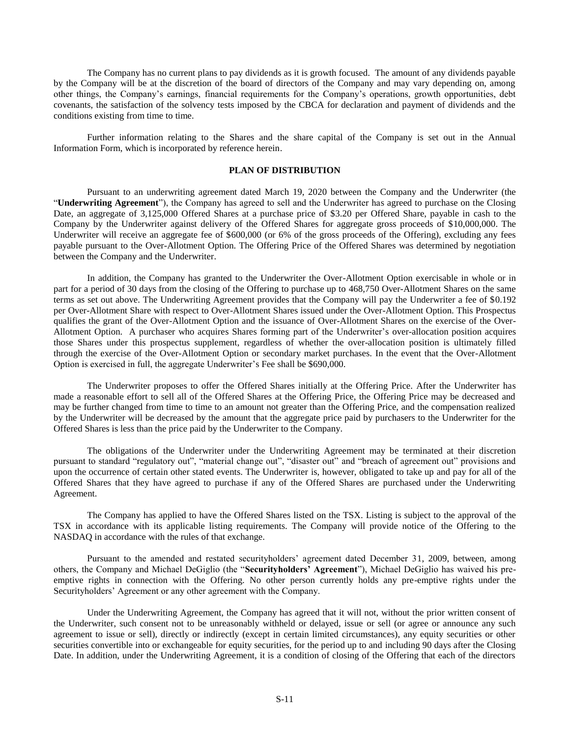The Company has no current plans to pay dividends as it is growth focused. The amount of any dividends payable by the Company will be at the discretion of the board of directors of the Company and may vary depending on, among other things, the Company's earnings, financial requirements for the Company's operations, growth opportunities, debt covenants, the satisfaction of the solvency tests imposed by the CBCA for declaration and payment of dividends and the conditions existing from time to time.

Further information relating to the Shares and the share capital of the Company is set out in the Annual Information Form, which is incorporated by reference herein.

## PLAN OF DISTRIBUTION

Pursuant to an underwriting agreement dated March 19, 2020 between the Company and the Underwriter (the "**Underwriting Agreement**"), the Company has agreed to sell and the Underwriter has agreed to purchase on the Closing Date, an aggregate of 3,125,000 Offered Shares at a purchase price of $3.20 per Offered Share, payable in cash to the Company by the Underwriter against delivery of the Offered Shares for aggregate gross proceeds of $10,000,000. The Underwriter will receive an aggregate fee of $600,000 (or 6% of the gross proceeds of the Offering), excluding any fees payable pursuant to the Over-Allotment Option. The Offering Price of the Offered Shares was determined by negotiation between the Company and the Underwriter.

In addition, the Company has granted to the Underwriter the Over-Allotment Option exercisable in whole or in part for a period of 30 days from the closing of the Offering to purchase up to 468,750 Over-Allotment Shares on the same terms as set out above. The Underwriting Agreement provides that the Company will pay the Underwriter a fee of $0.192 per Over-Allotment Share with respect to Over-Allotment Shares issued under the Over-Allotment Option. This Prospectus qualifies the grant of the Over-Allotment Option and the issuance of Over-Allotment Shares on the exercise of the Over-Allotment Option. A purchaser who acquires Shares forming part of the Underwriter's over-allocation position acquires those Shares under this prospectus supplement, regardless of whether the over-allocation position is ultimately filled through the exercise of the Over-Allotment Option or secondary market purchases. In the event that the Over-Allotment Option is exercised in full, the aggregate Underwriter's Fee shall be $690,000.

The Underwriter proposes to offer the Offered Shares initially at the Offering Price. After the Underwriter has made a reasonable effort to sell all of the Offered Shares at the Offering Price, the Offering Price may be decreased and may be further changed from time to time to an amount not greater than the Offering Price, and the compensation realized by the Underwriter will be decreased by the amount that the aggregate price paid by purchasers to the Underwriter for the Offered Shares is less than the price paid by the Underwriter to the Company.

The obligations of the Underwriter under the Underwriting Agreement may be terminated at their discretion pursuant to standard "regulatory out", "material change out", "disaster out" and "breach of agreement out" provisions and upon the occurrence of certain other stated events. The Underwriter is, however, obligated to take up and pay for all of the Offered Shares that they have agreed to purchase if any of the Offered Shares are purchased under the Underwriting Agreement.

The Company has applied to have the Offered Shares listed on the TSX. Listing is subject to the approval of the TSX in accordance with its applicable listing requirements. The Company will provide notice of the Offering to the NASDAQ in accordance with the rules of that exchange.

Pursuant to the amended and restated securityholders' agreement dated December 31, 2009, between, among others, the Company and Michael DeGiglio (the "**Securityholders' Agreement**"), Michael DeGiglio has waived his pre-emptive rights in connection with the Offering. No other person currently holds any pre-emptive rights under the Securityholders' Agreement or any other agreement with the Company.

Under the Underwriting Agreement, the Company has agreed that it will not, without the prior written consent of the Underwriter, such consent not to be unreasonably withheld or delayed, issue or sell (or agree or announce any such agreement to issue or sell), directly or indirectly (except in certain limited circumstances), any equity securities or other securities convertible into or exchangeable for equity securities, for the period up to and including 90 days after the Closing Date. In addition, under the Underwriting Agreement, it is a condition of closing of the Offering that each of the directors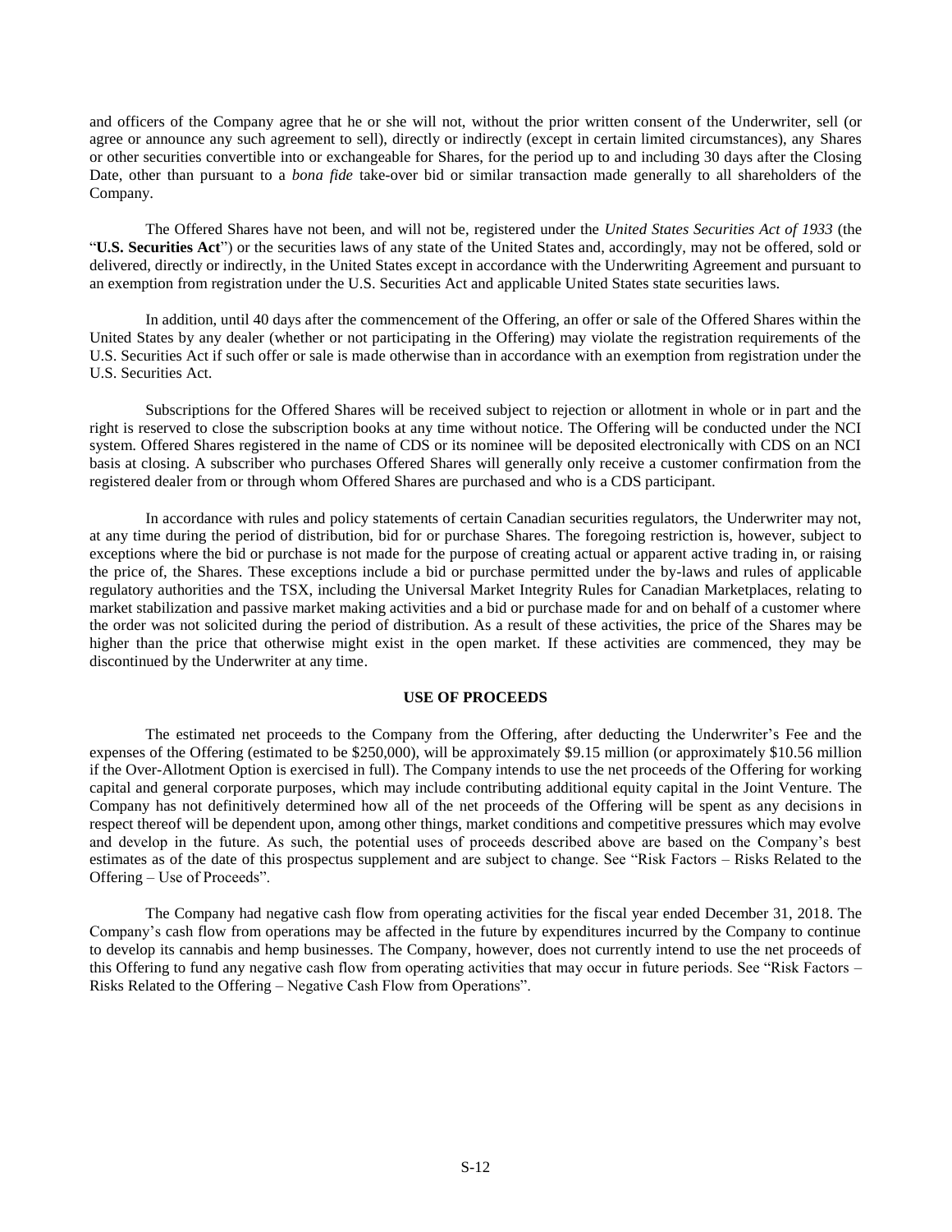and officers of the Company agree that he or she will not, without the prior written consent of the Underwriter, sell (or agree or announce any such agreement to sell), directly or indirectly (except in certain limited circumstances), any Shares or other securities convertible into or exchangeable for Shares, for the period up to and including 30 days after the Closing Date, other than pursuant to a *bona fide* take-over bid or similar transaction made generally to all shareholders of the Company.

The Offered Shares have not been, and will not be, registered under the *United States Securities Act of 1933* (the "**U.S. Securities Act**") or the securities laws of any state of the United States and, accordingly, may not be offered, sold or delivered, directly or indirectly, in the United States except in accordance with the Underwriting Agreement and pursuant to an exemption from registration under the U.S. Securities Act and applicable United States state securities laws.

In addition, until 40 days after the commencement of the Offering, an offer or sale of the Offered Shares within the United States by any dealer (whether or not participating in the Offering) may violate the registration requirements of the U.S. Securities Act if such offer or sale is made otherwise than in accordance with an exemption from registration under the U.S. Securities Act.

Subscriptions for the Offered Shares will be received subject to rejection or allotment in whole or in part and the right is reserved to close the subscription books at any time without notice. The Offering will be conducted under the NCI system. Offered Shares registered in the name of CDS or its nominee will be deposited electronically with CDS on an NCI basis at closing. A subscriber who purchases Offered Shares will generally only receive a customer confirmation from the registered dealer from or through whom Offered Shares are purchased and who is a CDS participant.

In accordance with rules and policy statements of certain Canadian securities regulators, the Underwriter may not, at any time during the period of distribution, bid for or purchase Shares. The foregoing restriction is, however, subject to exceptions where the bid or purchase is not made for the purpose of creating actual or apparent active trading in, or raising the price of, the Shares. These exceptions include a bid or purchase permitted under the by-laws and rules of applicable regulatory authorities and the TSX, including the Universal Market Integrity Rules for Canadian Marketplaces, relating to market stabilization and passive market making activities and a bid or purchase made for and on behalf of a customer where the order was not solicited during the period of distribution. As a result of these activities, the price of the Shares may be higher than the price that otherwise might exist in the open market. If these activities are commenced, they may be discontinued by the Underwriter at any time.

## USE OF PROCEEDS

The estimated net proceeds to the Company from the Offering, after deducting the Underwriter's Fee and the expenses of the Offering (estimated to be $250,000), will be approximately $9.15 million (or approximately $10.56 million if the Over-Allotment Option is exercised in full). The Company intends to use the net proceeds of the Offering for working capital and general corporate purposes, which may include contributing additional equity capital in the Joint Venture. The Company has not definitively determined how all of the net proceeds of the Offering will be spent as any decisions in respect thereof will be dependent upon, among other things, market conditions and competitive pressures which may evolve and develop in the future. As such, the potential uses of proceeds described above are based on the Company's best estimates as of the date of this prospectus supplement and are subject to change. See "Risk Factors – Risks Related to the Offering – Use of Proceeds".

The Company had negative cash flow from operating activities for the fiscal year ended December 31, 2018. The Company's cash flow from operations may be affected in the future by expenditures incurred by the Company to continue to develop its cannabis and hemp businesses. The Company, however, does not currently intend to use the net proceeds of this Offering to fund any negative cash flow from operating activities that may occur in future periods. See "Risk Factors – Risks Related to the Offering – Negative Cash Flow from Operations".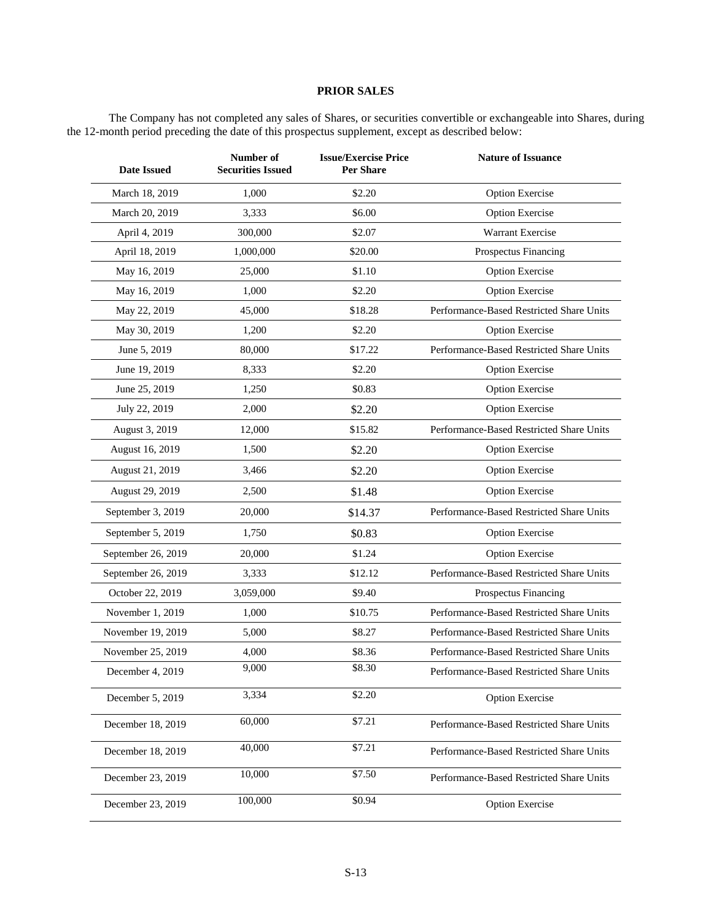## PRIOR SALES

The Company has not completed any sales of Shares, or securities convertible or exchangeable into Shares, during the 12-month period preceding the date of this prospectus supplement, except as described below:

| Date Issued | Number of Securities Issued | Issue/Exercise Price Per Share | Nature of Issuance |
|---|---|---|---|
| March 18, 2019 | 1,000 | $2.20 | Option Exercise |
| March 20, 2019 | 3,333 | $6.00 | Option Exercise |
| April 4, 2019 | 300,000 | $2.07 | Warrant Exercise |
| April 18, 2019 | 1,000,000 | $20.00 | Prospectus Financing |
| May 16, 2019 | 25,000 | $1.10 | Option Exercise |
| May 16, 2019 | 1,000 | $2.20 | Option Exercise |
| May 22, 2019 | 45,000 | $18.28 | Performance-Based Restricted Share Units |
| May 30, 2019 | 1,200 | $2.20 | Option Exercise |
| June 5, 2019 | 80,000 | $17.22 | Performance-Based Restricted Share Units |
| June 19, 2019 | 8,333 | $2.20 | Option Exercise |
| June 25, 2019 | 1,250 | $0.83 | Option Exercise |
| July 22, 2019 | 2,000 | $2.20 | Option Exercise |
| August 3, 2019 | 12,000 | $15.82 | Performance-Based Restricted Share Units |
| August 16, 2019 | 1,500 | $2.20 | Option Exercise |
| August 21, 2019 | 3,466 | $2.20 | Option Exercise |
| August 29, 2019 | 2,500 | $1.48 | Option Exercise |
| September 3, 2019 | 20,000 | $14.37 | Performance-Based Restricted Share Units |
| September 5, 2019 | 1,750 | $0.83 | Option Exercise |
| September 26, 2019 | 20,000 | $1.24 | Option Exercise |
| September 26, 2019 | 3,333 | $12.12 | Performance-Based Restricted Share Units |
| October 22, 2019 | 3,059,000 | $9.40 | Prospectus Financing |
| November 1, 2019 | 1,000 | $10.75 | Performance-Based Restricted Share Units |
| November 19, 2019 | 5,000 | $8.27 | Performance-Based Restricted Share Units |
| November 25, 2019 | 4,000 | $8.36 | Performance-Based Restricted Share Units |
| December 4, 2019 | 9,000 | $8.30 | Performance-Based Restricted Share Units |
| December 5, 2019 | 3,334 | $2.20 | Option Exercise |
| December 18, 2019 | 60,000 | $7.21 | Performance-Based Restricted Share Units |
| December 18, 2019 | 40,000 | $7.21 | Performance-Based Restricted Share Units |
| December 23, 2019 | 10,000 | $7.50 | Performance-Based Restricted Share Units |
| December 23, 2019 | 100,000 | $0.94 | Option Exercise |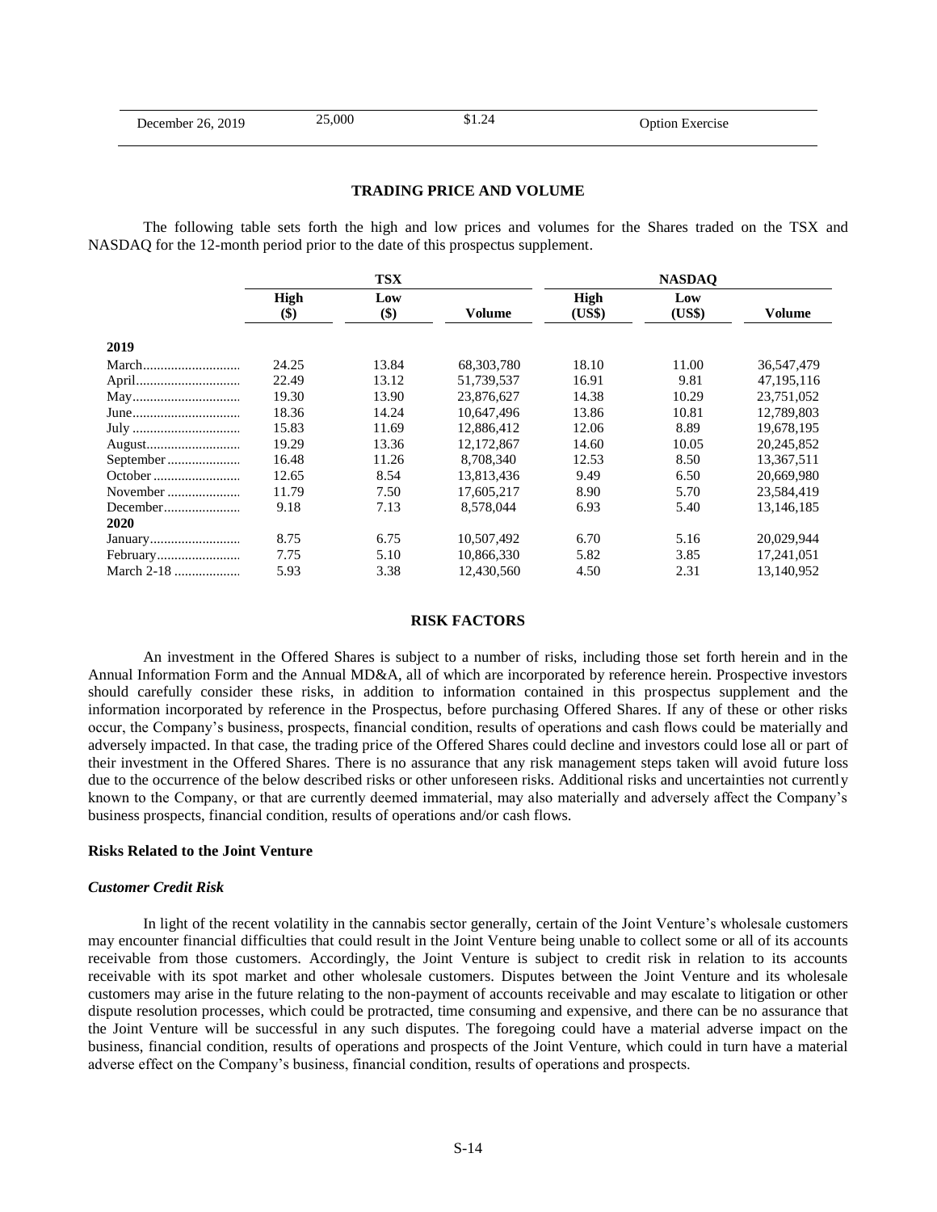| December 26, 2019 | 25,000 | $1.24 | Option Exercise |
|---|---|---|---|

## TRADING PRICE AND VOLUME

The following table sets forth the high and low prices and volumes for the Shares traded on the TSX and NASDAQ for the 12-month period prior to the date of this prospectus supplement.

| | TSX | | | NASDAQ | | |
|---|---|---|---|---|---|---|
| | High ($) | Low ($) | Volume | High (US$) | Low (US$) | Volume |
| **2019** | | | | | | |
| March | 24.25 | 13.84 | 68,303,780 | 18.10 | 11.00 | 36,547,479 |
| April | 22.49 | 13.12 | 51,739,537 | 16.91 | 9.81 | 47,195,116 |
| May | 19.30 | 13.90 | 23,876,627 | 14.38 | 10.29 | 23,751,052 |
| June | 18.36 | 14.24 | 10,647,496 | 13.86 | 10.81 | 12,789,803 |
| July | 15.83 | 11.69 | 12,886,412 | 12.06 | 8.89 | 19,678,195 |
| August | 19.29 | 13.36 | 12,172,867 | 14.60 | 10.05 | 20,245,852 |
| September | 16.48 | 11.26 | 8,708,340 | 12.53 | 8.50 | 13,367,511 |
| October | 12.65 | 8.54 | 13,813,436 | 9.49 | 6.50 | 20,669,980 |
| November | 11.79 | 7.50 | 17,605,217 | 8.90 | 5.70 | 23,584,419 |
| December | 9.18 | 7.13 | 8,578,044 | 6.93 | 5.40 | 13,146,185 |
| **2020** | | | | | | |
| January | 8.75 | 6.75 | 10,507,492 | 6.70 | 5.16 | 20,029,944 |
| February | 7.75 | 5.10 | 10,866,330 | 5.82 | 3.85 | 17,241,051 |
| March 2-18 | 5.93 | 3.38 | 12,430,560 | 4.50 | 2.31 | 13,140,952 |

## RISK FACTORS

An investment in the Offered Shares is subject to a number of risks, including those set forth herein and in the Annual Information Form and the Annual MD&A, all of which are incorporated by reference herein. Prospective investors should carefully consider these risks, in addition to information contained in this prospectus supplement and the information incorporated by reference in the Prospectus, before purchasing Offered Shares. If any of these or other risks occur, the Company's business, prospects, financial condition, results of operations and cash flows could be materially and adversely impacted. In that case, the trading price of the Offered Shares could decline and investors could lose all or part of their investment in the Offered Shares. There is no assurance that any risk management steps taken will avoid future loss due to the occurrence of the below described risks or other unforeseen risks. Additional risks and uncertainties not currently known to the Company, or that are currently deemed immaterial, may also materially and adversely affect the Company's business prospects, financial condition, results of operations and/or cash flows.

### Risks Related to the Joint Venture

#### *Customer Credit Risk*

In light of the recent volatility in the cannabis sector generally, certain of the Joint Venture's wholesale customers may encounter financial difficulties that could result in the Joint Venture being unable to collect some or all of its accounts receivable from those customers. Accordingly, the Joint Venture is subject to credit risk in relation to its accounts receivable with its spot market and other wholesale customers. Disputes between the Joint Venture and its wholesale customers may arise in the future relating to the non-payment of accounts receivable and may escalate to litigation or other dispute resolution processes, which could be protracted, time consuming and expensive, and there can be no assurance that the Joint Venture will be successful in any such disputes. The foregoing could have a material adverse impact on the business, financial condition, results of operations and prospects of the Joint Venture, which could in turn have a material adverse effect on the Company's business, financial condition, results of operations and prospects.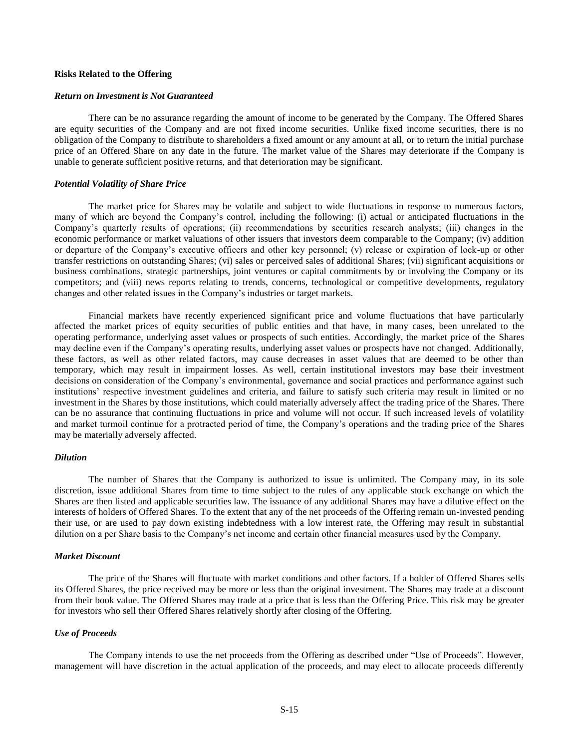### Risks Related to the Offering

***Return on Investment is Not Guaranteed***

There can be no assurance regarding the amount of income to be generated by the Company. The Offered Shares are equity securities of the Company and are not fixed income securities. Unlike fixed income securities, there is no obligation of the Company to distribute to shareholders a fixed amount or any amount at all, or to return the initial purchase price of an Offered Share on any date in the future. The market value of the Shares may deteriorate if the Company is unable to generate sufficient positive returns, and that deterioration may be significant.

***Potential Volatility of Share Price***

The market price for Shares may be volatile and subject to wide fluctuations in response to numerous factors, many of which are beyond the Company's control, including the following: (i) actual or anticipated fluctuations in the Company's quarterly results of operations; (ii) recommendations by securities research analysts; (iii) changes in the economic performance or market valuations of other issuers that investors deem comparable to the Company; (iv) addition or departure of the Company's executive officers and other key personnel; (v) release or expiration of lock-up or other transfer restrictions on outstanding Shares; (vi) sales or perceived sales of additional Shares; (vii) significant acquisitions or business combinations, strategic partnerships, joint ventures or capital commitments by or involving the Company or its competitors; and (viii) news reports relating to trends, concerns, technological or competitive developments, regulatory changes and other related issues in the Company's industries or target markets.

Financial markets have recently experienced significant price and volume fluctuations that have particularly affected the market prices of equity securities of public entities and that have, in many cases, been unrelated to the operating performance, underlying asset values or prospects of such entities. Accordingly, the market price of the Shares may decline even if the Company's operating results, underlying asset values or prospects have not changed. Additionally, these factors, as well as other related factors, may cause decreases in asset values that are deemed to be other than temporary, which may result in impairment losses. As well, certain institutional investors may base their investment decisions on consideration of the Company's environmental, governance and social practices and performance against such institutions' respective investment guidelines and criteria, and failure to satisfy such criteria may result in limited or no investment in the Shares by those institutions, which could materially adversely affect the trading price of the Shares. There can be no assurance that continuing fluctuations in price and volume will not occur. If such increased levels of volatility and market turmoil continue for a protracted period of time, the Company's operations and the trading price of the Shares may be materially adversely affected.

***Dilution***

The number of Shares that the Company is authorized to issue is unlimited. The Company may, in its sole discretion, issue additional Shares from time to time subject to the rules of any applicable stock exchange on which the Shares are then listed and applicable securities law. The issuance of any additional Shares may have a dilutive effect on the interests of holders of Offered Shares. To the extent that any of the net proceeds of the Offering remain un-invested pending their use, or are used to pay down existing indebtedness with a low interest rate, the Offering may result in substantial dilution on a per Share basis to the Company's net income and certain other financial measures used by the Company.

***Market Discount***

The price of the Shares will fluctuate with market conditions and other factors. If a holder of Offered Shares sells its Offered Shares, the price received may be more or less than the original investment. The Shares may trade at a discount from their book value. The Offered Shares may trade at a price that is less than the Offering Price. This risk may be greater for investors who sell their Offered Shares relatively shortly after closing of the Offering.

***Use of Proceeds***

The Company intends to use the net proceeds from the Offering as described under "Use of Proceeds". However, management will have discretion in the actual application of the proceeds, and may elect to allocate proceeds differently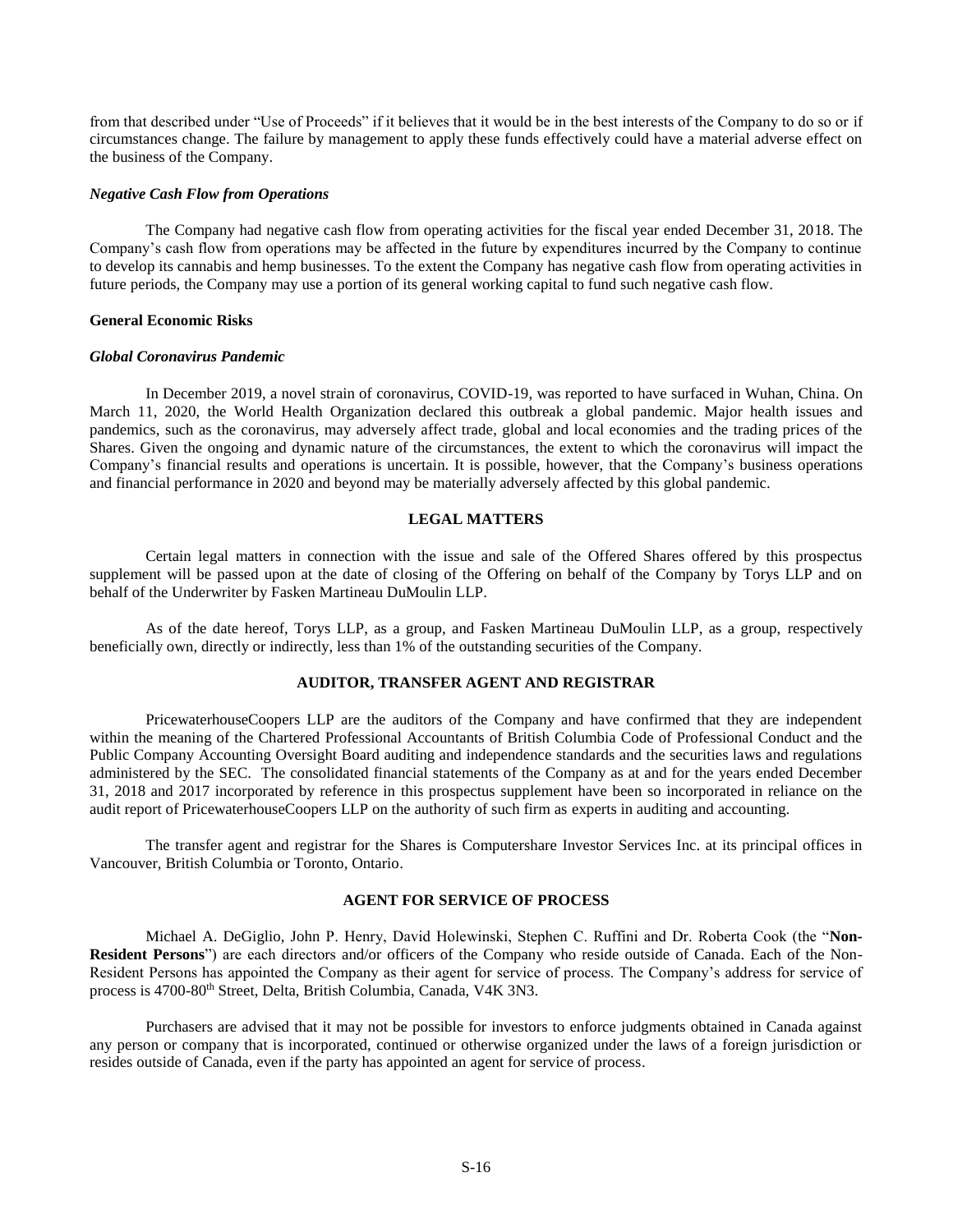from that described under "Use of Proceeds" if it believes that it would be in the best interests of the Company to do so or if circumstances change. The failure by management to apply these funds effectively could have a material adverse effect on the business of the Company.

***Negative Cash Flow from Operations***

The Company had negative cash flow from operating activities for the fiscal year ended December 31, 2018. The Company's cash flow from operations may be affected in the future by expenditures incurred by the Company to continue to develop its cannabis and hemp businesses. To the extent the Company has negative cash flow from operating activities in future periods, the Company may use a portion of its general working capital to fund such negative cash flow.

**General Economic Risks**

***Global Coronavirus Pandemic***

In December 2019, a novel strain of coronavirus, COVID-19, was reported to have surfaced in Wuhan, China. On March 11, 2020, the World Health Organization declared this outbreak a global pandemic. Major health issues and pandemics, such as the coronavirus, may adversely affect trade, global and local economies and the trading prices of the Shares. Given the ongoing and dynamic nature of the circumstances, the extent to which the coronavirus will impact the Company's financial results and operations is uncertain. It is possible, however, that the Company's business operations and financial performance in 2020 and beyond may be materially adversely affected by this global pandemic.

## LEGAL MATTERS

Certain legal matters in connection with the issue and sale of the Offered Shares offered by this prospectus supplement will be passed upon at the date of closing of the Offering on behalf of the Company by Torys LLP and on behalf of the Underwriter by Fasken Martineau DuMoulin LLP.

As of the date hereof, Torys LLP, as a group, and Fasken Martineau DuMoulin LLP, as a group, respectively beneficially own, directly or indirectly, less than 1% of the outstanding securities of the Company.

## AUDITOR, TRANSFER AGENT AND REGISTRAR

PricewaterhouseCoopers LLP are the auditors of the Company and have confirmed that they are independent within the meaning of the Chartered Professional Accountants of British Columbia Code of Professional Conduct and the Public Company Accounting Oversight Board auditing and independence standards and the securities laws and regulations administered by the SEC. The consolidated financial statements of the Company as at and for the years ended December 31, 2018 and 2017 incorporated by reference in this prospectus supplement have been so incorporated in reliance on the audit report of PricewaterhouseCoopers LLP on the authority of such firm as experts in auditing and accounting.

The transfer agent and registrar for the Shares is Computershare Investor Services Inc. at its principal offices in Vancouver, British Columbia or Toronto, Ontario.

## AGENT FOR SERVICE OF PROCESS

Michael A. DeGiglio, John P. Henry, David Holewinski, Stephen C. Ruffini and Dr. Roberta Cook (the "**Non-Resident Persons**") are each directors and/or officers of the Company who reside outside of Canada. Each of the Non-Resident Persons has appointed the Company as their agent for service of process. The Company's address for service of process is 4700-80th Street, Delta, British Columbia, Canada, V4K 3N3.

Purchasers are advised that it may not be possible for investors to enforce judgments obtained in Canada against any person or company that is incorporated, continued or otherwise organized under the laws of a foreign jurisdiction or resides outside of Canada, even if the party has appointed an agent for service of process.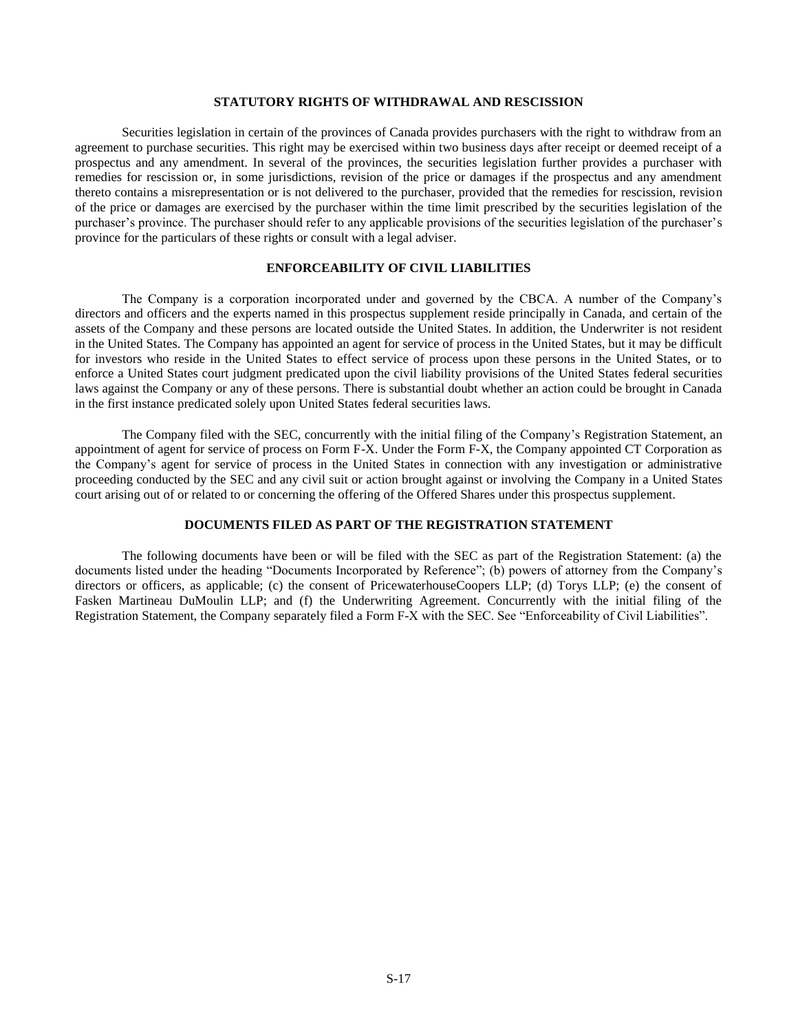## STATUTORY RIGHTS OF WITHDRAWAL AND RESCISSION

Securities legislation in certain of the provinces of Canada provides purchasers with the right to withdraw from an agreement to purchase securities. This right may be exercised within two business days after receipt or deemed receipt of a prospectus and any amendment. In several of the provinces, the securities legislation further provides a purchaser with remedies for rescission or, in some jurisdictions, revision of the price or damages if the prospectus and any amendment thereto contains a misrepresentation or is not delivered to the purchaser, provided that the remedies for rescission, revision of the price or damages are exercised by the purchaser within the time limit prescribed by the securities legislation of the purchaser's province. The purchaser should refer to any applicable provisions of the securities legislation of the purchaser's province for the particulars of these rights or consult with a legal adviser.

## ENFORCEABILITY OF CIVIL LIABILITIES

The Company is a corporation incorporated under and governed by the CBCA. A number of the Company's directors and officers and the experts named in this prospectus supplement reside principally in Canada, and certain of the assets of the Company and these persons are located outside the United States. In addition, the Underwriter is not resident in the United States. The Company has appointed an agent for service of process in the United States, but it may be difficult for investors who reside in the United States to effect service of process upon these persons in the United States, or to enforce a United States court judgment predicated upon the civil liability provisions of the United States federal securities laws against the Company or any of these persons. There is substantial doubt whether an action could be brought in Canada in the first instance predicated solely upon United States federal securities laws.

The Company filed with the SEC, concurrently with the initial filing of the Company's Registration Statement, an appointment of agent for service of process on Form F-X. Under the Form F-X, the Company appointed CT Corporation as the Company's agent for service of process in the United States in connection with any investigation or administrative proceeding conducted by the SEC and any civil suit or action brought against or involving the Company in a United States court arising out of or related to or concerning the offering of the Offered Shares under this prospectus supplement.

## DOCUMENTS FILED AS PART OF THE REGISTRATION STATEMENT

The following documents have been or will be filed with the SEC as part of the Registration Statement: (a) the documents listed under the heading "Documents Incorporated by Reference"; (b) powers of attorney from the Company's directors or officers, as applicable; (c) the consent of PricewaterhouseCoopers LLP; (d) Torys LLP; (e) the consent of Fasken Martineau DuMoulin LLP; and (f) the Underwriting Agreement. Concurrently with the initial filing of the Registration Statement, the Company separately filed a Form F-X with the SEC. See "Enforceability of Civil Liabilities".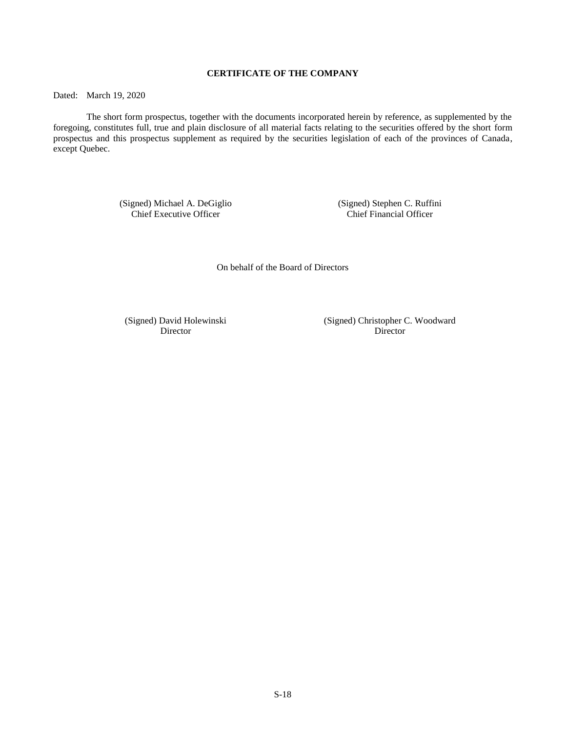**CERTIFICATE OF THE COMPANY**

Dated: March 19, 2020

The short form prospectus, together with the documents incorporated herein by reference, as supplemented by the foregoing, constitutes full, true and plain disclosure of all material facts relating to the securities offered by the short form prospectus and this prospectus supplement as required by the securities legislation of each of the provinces of Canada, except Quebec.

(Signed) Michael A. DeGiglio
Chief Executive Officer

(Signed) Stephen C. Ruffini
Chief Financial Officer

On behalf of the Board of Directors

(Signed) David Holewinski
Director

(Signed) Christopher C. Woodward
Director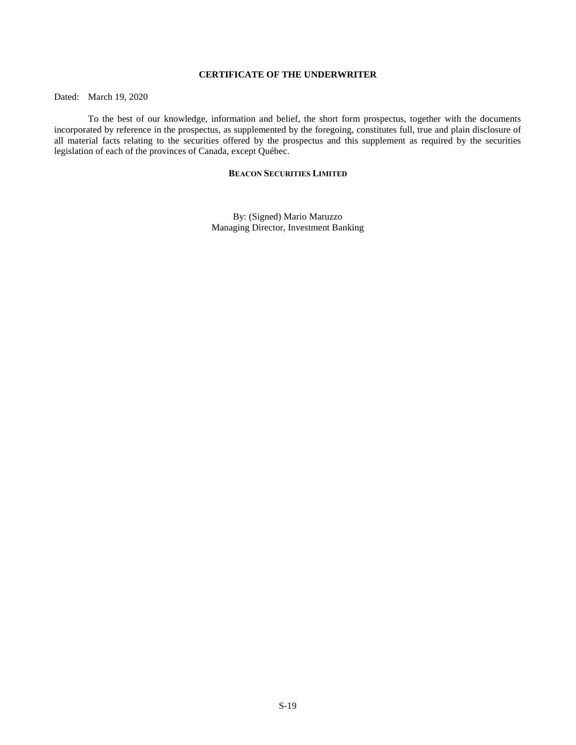## CERTIFICATE OF THE UNDERWRITER

Dated: March 19, 2020

To the best of our knowledge, information and belief, the short form prospectus, together with the documents incorporated by reference in the prospectus, as supplemented by the foregoing, constitutes full, true and plain disclosure of all material facts relating to the securities offered by the prospectus and this supplement as required by the securities legislation of each of the provinces of Canada, except Québec.

**BEACON SECURITIES LIMITED**

By: (Signed) Mario Maruzzo
Managing Director, Investment Banking